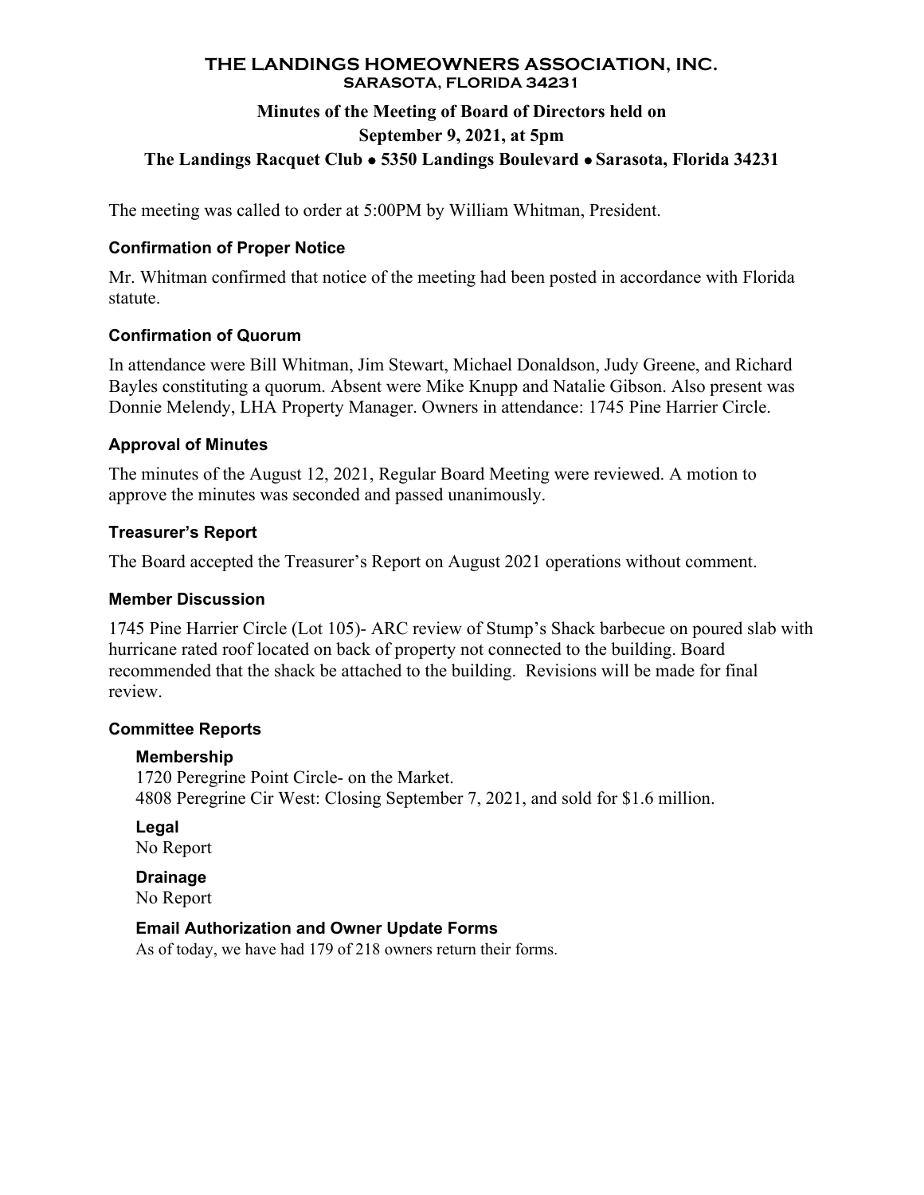# THE LANDINGS HOMEOWNERS ASSOCIATION, INC.
## SARASOTA, FLORIDA 34231

**Minutes of the Meeting of Board of Directors held on**
**September 9, 2021, at 5pm**
**The Landings Racquet Club • 5350 Landings Boulevard • Sarasota, Florida 34231**

The meeting was called to order at 5:00PM by William Whitman, President.

### Confirmation of Proper Notice

Mr. Whitman confirmed that notice of the meeting had been posted in accordance with Florida statute.

### Confirmation of Quorum

In attendance were Bill Whitman, Jim Stewart, Michael Donaldson, Judy Greene, and Richard Bayles constituting a quorum. Absent were Mike Knupp and Natalie Gibson. Also present was Donnie Melendy, LHA Property Manager. Owners in attendance: 1745 Pine Harrier Circle.

### Approval of Minutes

The minutes of the August 12, 2021, Regular Board Meeting were reviewed. A motion to approve the minutes was seconded and passed unanimously.

### Treasurer's Report

The Board accepted the Treasurer's Report on August 2021 operations without comment.

### Member Discussion

1745 Pine Harrier Circle (Lot 105)- ARC review of Stump's Shack barbecue on poured slab with hurricane rated roof located on back of property not connected to the building. Board recommended that the shack be attached to the building. Revisions will be made for final review.

### Committee Reports

#### Membership

1720 Peregrine Point Circle- on the Market.
4808 Peregrine Cir West: Closing September 7, 2021, and sold for $1.6 million.

#### Legal

No Report

#### Drainage

No Report

#### Email Authorization and Owner Update Forms

As of today, we have had 179 of 218 owners return their forms.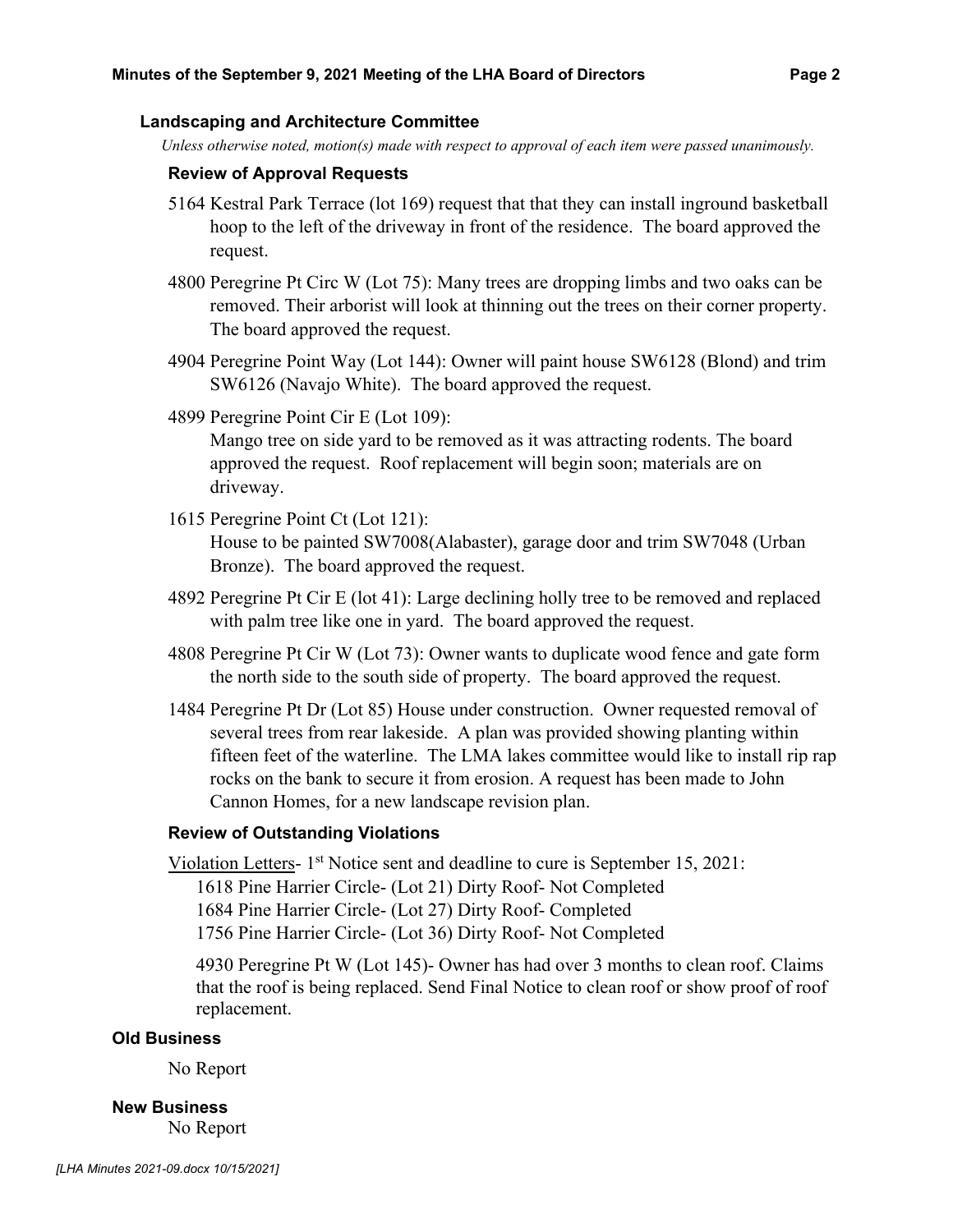### Landscaping and Architecture Committee

*Unless otherwise noted, motion(s) made with respect to approval of each item were passed unanimously.*

#### Review of Approval Requests

5164 Kestral Park Terrace (lot 169) request that that they can install inground basketball hoop to the left of the driveway in front of the residence. The board approved the request.

4800 Peregrine Pt Circ W (Lot 75): Many trees are dropping limbs and two oaks can be removed. Their arborist will look at thinning out the trees on their corner property. The board approved the request.

4904 Peregrine Point Way (Lot 144): Owner will paint house SW6128 (Blond) and trim SW6126 (Navajo White). The board approved the request.

4899 Peregrine Point Cir E (Lot 109):
Mango tree on side yard to be removed as it was attracting rodents. The board approved the request. Roof replacement will begin soon; materials are on driveway.

1615 Peregrine Point Ct (Lot 121):
House to be painted SW7008(Alabaster), garage door and trim SW7048 (Urban Bronze). The board approved the request.

4892 Peregrine Pt Cir E (lot 41): Large declining holly tree to be removed and replaced with palm tree like one in yard. The board approved the request.

4808 Peregrine Pt Cir W (Lot 73): Owner wants to duplicate wood fence and gate form the north side to the south side of property. The board approved the request.

1484 Peregrine Pt Dr (Lot 85) House under construction. Owner requested removal of several trees from rear lakeside. A plan was provided showing planting within fifteen feet of the waterline. The LMA lakes committee would like to install rip rap rocks on the bank to secure it from erosion. A request has been made to John Cannon Homes, for a new landscape revision plan.

#### Review of Outstanding Violations

Violation Letters- 1st Notice sent and deadline to cure is September 15, 2021:

1618 Pine Harrier Circle- (Lot 21) Dirty Roof- Not Completed
1684 Pine Harrier Circle- (Lot 27) Dirty Roof- Completed
1756 Pine Harrier Circle- (Lot 36) Dirty Roof- Not Completed

4930 Peregrine Pt W (Lot 145)- Owner has had over 3 months to clean roof. Claims that the roof is being replaced. Send Final Notice to clean roof or show proof of roof replacement.

### Old Business

No Report

### New Business

No Report

*[LHA Minutes 2021-09.docx 10/15/2021]*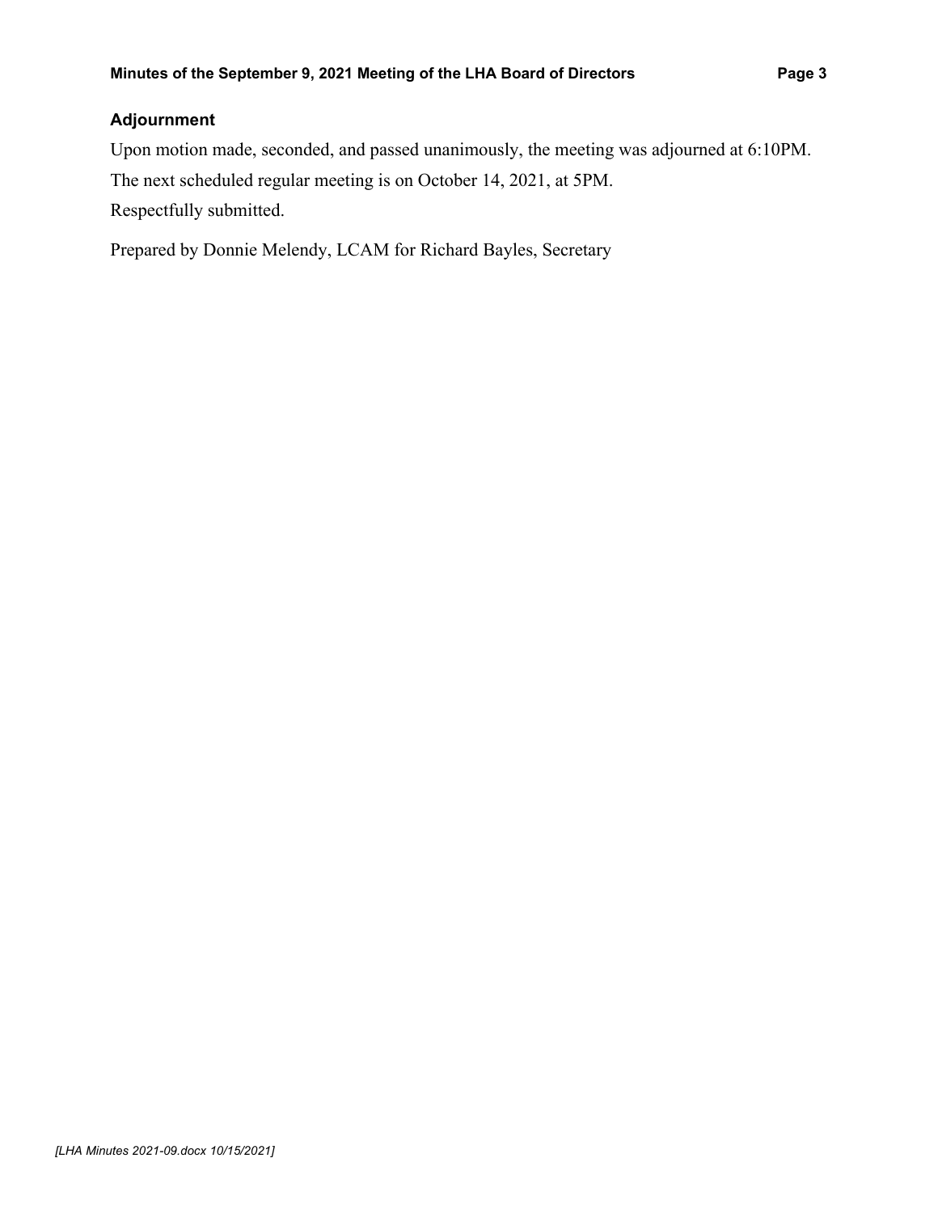## Adjournment

Upon motion made, seconded, and passed unanimously, the meeting was adjourned at 6:10PM.

The next scheduled regular meeting is on October 14, 2021, at 5PM.

Respectfully submitted.

Prepared by Donnie Melendy, LCAM for Richard Bayles, Secretary